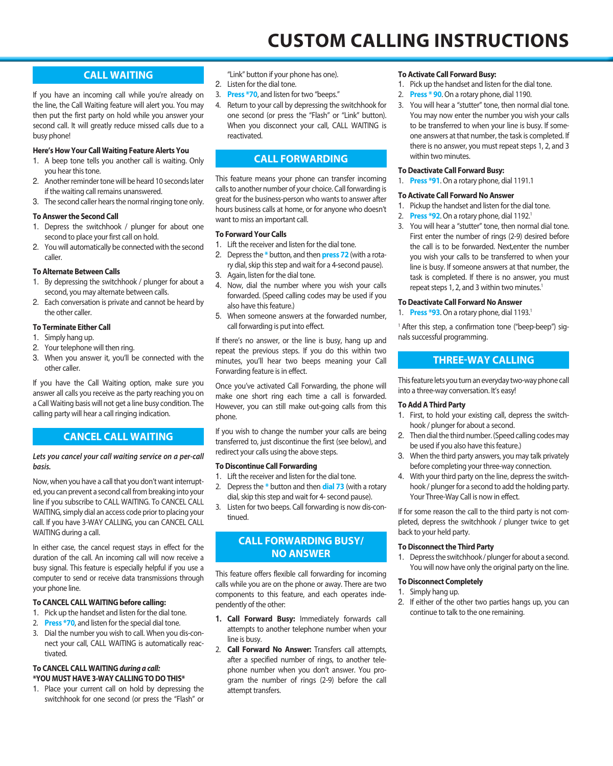# CUSTOM CALLING INSTRUCTIONS

## CALL WAITING

If you have an incoming call while you're already on the line, the Call Waiting feature will alert you. You may then put the first party on hold while you answer your second call. It will greatly reduce missed calls due to a busy phone!

**Here's How Your Call Waiting Feature Alerts You**

1. A beep tone tells you another call is waiting. Only you hear this tone.
2. Another reminder tone will be heard 10 seconds later if the waiting call remains unanswered.
3. The second caller hears the normal ringing tone only.

**To Answer the Second Call**

1. Depress the switchhook / plunger for about one second to place your first call on hold.
2. You will automatically be connected with the second caller.

**To Alternate Between Calls**

1. By depressing the switchhook / plunger for about a second, you may alternate between calls.
2. Each conversation is private and cannot be heard by the other caller.

**To Terminate Either Call**

1. Simply hang up.
2. Your telephone will then ring.
3. When you answer it, you'll be connected with the other caller.

If you have the Call Waiting option, make sure you answer all calls you receive as the party reaching you on a Call Waiting basis will not get a line busy condition. The calling party will hear a call ringing indication.

## CANCEL CALL WAITING

***Lets you cancel your call waiting service on a per-call basis.***

Now, when you have a call that you don't want interrupted, you can prevent a second call from breaking into your line if you subscribe to CALL WAITING. To CANCEL CALL WAITING, simply dial an access code prior to placing your call. If you have 3-WAY CALLING, you can CANCEL CALL WAITING during a call.

In either case, the cancel request stays in effect for the duration of the call. An incoming call will now receive a busy signal. This feature is especially helpful if you use a computer to send or receive data transmissions through your phone line.

**To CANCEL CALL WAITING before calling:**

1. Pick up the handset and listen for the dial tone.
2. **Press *70**, and listen for the special dial tone.
3. Dial the number you wish to call. When you disconnect your call, CALL WAITING is automatically reactivated.

**To CANCEL CALL WAITING *during a call:***
***YOU MUST HAVE 3-WAY CALLING TO DO THIS***

1. Place your current call on hold by depressing the switchhook for one second (or press the "Flash" or "Link" button if your phone has one).
2. Listen for the dial tone.
3. **Press *70**, and listen for two "beeps."
4. Return to your call by depressing the switchhook for one second (or press the "Flash" or "Link" button). When you disconnect your call, CALL WAITING is reactivated.

## CALL FORWARDING

This feature means your phone can transfer incoming calls to another number of your choice. Call forwarding is great for the business-person who wants to answer after hours business calls at home, or for anyone who doesn't want to miss an important call.

**To Forward Your Calls**

1. Lift the receiver and listen for the dial tone.
2. Depress the **\*** button, and then **press 72** (with a rotary dial, skip this step and wait for a 4-second pause).
3. Again, listen for the dial tone.
4. Now, dial the number where you wish your calls forwarded. (Speed calling codes may be used if you also have this feature.)
5. When someone answers at the forwarded number, call forwarding is put into effect.

If there's no answer, or the line is busy, hang up and repeat the previous steps. If you do this within two minutes, you'll hear two beeps meaning your Call Forwarding feature is in effect.

Once you've activated Call Forwarding, the phone will make one short ring each time a call is forwarded. However, you can still make out-going calls from this phone.

If you wish to change the number your calls are being transferred to, just discontinue the first (see below), and redirect your calls using the above steps.

**To Discontinue Call Forwarding**

1. Lift the receiver and listen for the dial tone.
2. Depress the **\*** button and then **dial 73** (with a rotary dial, skip this step and wait for 4- second pause).
3. Listen for two beeps. Call forwarding is now discontinued.

## CALL FORWARDING BUSY/ NO ANSWER

This feature offers flexible call forwarding for incoming calls while you are on the phone or away. There are two components to this feature, and each operates independently of the other:

1. **Call Forward Busy:** Immediately forwards call attempts to another telephone number when your line is busy.
2. **Call Forward No Answer:** Transfers call attempts, after a specified number of rings, to another telephone number when you don't answer. You program the number of rings (2-9) before the call attempt transfers.

**To Activate Call Forward Busy:**

1. Pick up the handset and listen for the dial tone.
2. **Press * 90**. On a rotary phone, dial 1190.
3. You will hear a "stutter" tone, then normal dial tone. You may now enter the number you wish your calls to be transferred to when your line is busy. If someone answers at that number, the task is completed. If there is no answer, you must repeat steps 1, 2, and 3 within two minutes.

**To Deactivate Call Forward Busy:**

1. **Press *91**. On a rotary phone, dial 1191.1

**To Activate Call Forward No Answer**

1. Pickup the handset and listen for the dial tone.
2. **Press *92**. On a rotary phone, dial 1192.[1]
3. You will hear a "stutter" tone, then normal dial tone. First enter the number of rings (2-9) desired before the call is to be forwarded. Next,enter the number you wish your calls to be transferred to when your line is busy. If someone answers at that number, the task is completed. If there is no answer, you must repeat steps 1, 2, and 3 within two minutes.[1]

**To Deactivate Call Forward No Answer**

1. **Press *93**. On a rotary phone, dial 1193.[1]

[1] After this step, a confirmation tone ("beep-beep") signals successful programming.

## THREE-WAY CALLING

This feature lets you turn an everyday two-way phone call into a three-way conversation. It's easy!

**To Add A Third Party**

1. First, to hold your existing call, depress the switchhook / plunger for about a second.
2. Then dial the third number. (Speed calling codes may be used if you also have this feature.)
3. When the third party answers, you may talk privately before completing your three-way connection.
4. With your third party on the line, depress the switchhook / plunger for a second to add the holding party. Your Three-Way Call is now in effect.

If for some reason the call to the third party is not completed, depress the switchhook / plunger twice to get back to your held party.

**To Disconnect the Third Party**

1. Depress the switchhook / plunger for about a second. You will now have only the original party on the line.

**To Disconnect Completely**

1. Simply hang up.
2. If either of the other two parties hangs up, you can continue to talk to the one remaining.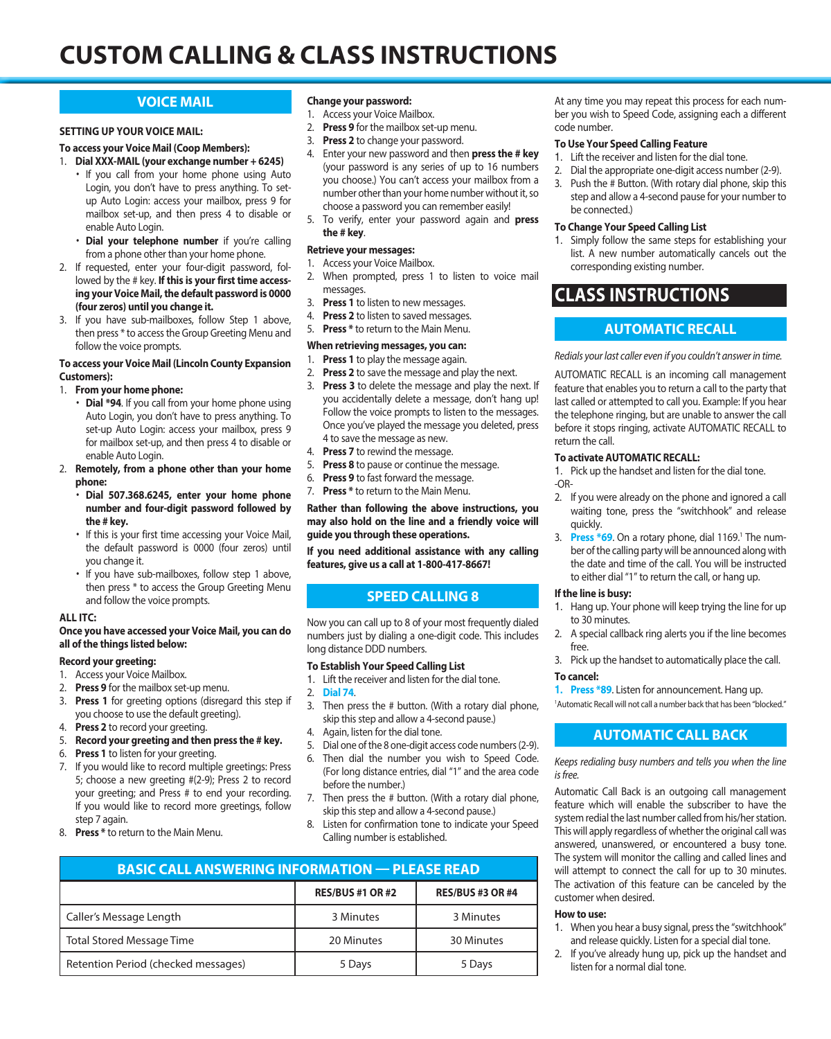# CUSTOM CALLING & CLASS INSTRUCTIONS

## VOICE MAIL

**SETTING UP YOUR VOICE MAIL:**

**To access your Voice Mail (Coop Members):**

1. **Dial XXX-MAIL (your exchange number + 6245)**
   - If you call from your home phone using Auto Login, you don't have to press anything. To set-up Auto Login: access your mailbox, press 9 for mailbox set-up, and then press 4 to disable or enable Auto Login.
   - **Dial your telephone number** if you're calling from a phone other than your home phone.
2. If requested, enter your four-digit password, followed by the # key. **If this is your first time accessing your Voice Mail, the default password is 0000 (four zeros) until you change it.**
3. If you have sub-mailboxes, follow Step 1 above, then press * to access the Group Greeting Menu and follow the voice prompts.

**To access your Voice Mail (Lincoln County Expansion Customers):**

1. **From your home phone:**
   - **Dial *94**. If you call from your home phone using Auto Login, you don't have to press anything. To set-up Auto Login: access your mailbox, press 9 for mailbox set-up, and then press 4 to disable or enable Auto Login.
2. **Remotely, from a phone other than your home phone:**
   - **Dial 507.368.6245, enter your home phone number and four-digit password followed by the # key.**
   - If this is your first time accessing your Voice Mail, the default password is 0000 (four zeros) until you change it.
   - If you have sub-mailboxes, follow step 1 above, then press * to access the Group Greeting Menu and follow the voice prompts.

**ALL ITC:**

**Once you have accessed your Voice Mail, you can do all of the things listed below:**

**Record your greeting:**

1. Access your Voice Mailbox.
2. **Press 9** for the mailbox set-up menu.
3. **Press 1** for greeting options (disregard this step if you choose to use the default greeting).
4. **Press 2** to record your greeting.
5. **Record your greeting and then press the # key.**
6. **Press 1** to listen for your greeting.
7. If you would like to record multiple greetings: Press 5; choose a new greeting #(2-9); Press 2 to record your greeting; and Press # to end your recording. If you would like to record more greetings, follow step 7 again.
8. **Press *** to return to the Main Menu.

**Change your password:**

1. Access your Voice Mailbox.
2. **Press 9** for the mailbox set-up menu.
3. **Press 2** to change your password.
4. Enter your new password and then **press the # key** (your password is any series of up to 16 numbers you choose.) You can't access your mailbox from a number other than your home number without it, so choose a password you can remember easily!
5. To verify, enter your password again and **press the # key**.

**Retrieve your messages:**

1. Access your Voice Mailbox.
2. When prompted, press 1 to listen to voice mail messages.
3. **Press 1** to listen to new messages.
4. **Press 2** to listen to saved messages.
5. **Press *** to return to the Main Menu.

**When retrieving messages, you can:**

1. **Press 1** to play the message again.
2. **Press 2** to save the message and play the next.
3. **Press 3** to delete the message and play the next. If you accidentally delete a message, don't hang up! Follow the voice prompts to listen to the messages. Once you've played the message you deleted, press 4 to save the message as new.
4. **Press 7** to rewind the message.
5. **Press 8** to pause or continue the message.
6. **Press 9** to fast forward the message.
7. **Press *** to return to the Main Menu.

**Rather than following the above instructions, you may also hold on the line and a friendly voice will guide you through these operations.**

**If you need additional assistance with any calling features, give us a call at 1-800-417-8667!**

## BASIC CALL ANSWERING INFORMATION — PLEASE READ

| | RES/BUS #1 OR #2 | RES/BUS #3 OR #4 |
|---|---|---|
| Caller's Message Length | 3 Minutes | 3 Minutes |
| Total Stored Message Time | 20 Minutes | 30 Minutes |
| Retention Period (checked messages) | 5 Days | 5 Days |

## SPEED CALLING 8

Now you can call up to 8 of your most frequently dialed numbers just by dialing a one-digit code. This includes long distance DDD numbers.

**To Establish Your Speed Calling List**

1. Lift the receiver and listen for the dial tone.
2. **Dial 74**.
3. Then press the # button. (With a rotary dial phone, skip this step and allow a 4-second pause.)
4. Again, listen for the dial tone.
5. Dial one of the 8 one-digit access code numbers (2-9).
6. Then dial the number you wish to Speed Code. (For long distance entries, dial "1" and the area code before the number.)
7. Then press the # button. (With a rotary dial phone, skip this step and allow a 4-second pause.)
8. Listen for confirmation tone to indicate your Speed Calling number is established.

At any time you may repeat this process for each number you wish to Speed Code, assigning each a different code number.

**To Use Your Speed Calling Feature**

1. Lift the receiver and listen for the dial tone.
2. Dial the appropriate one-digit access number (2-9).
3. Push the # Button. (With rotary dial phone, skip this step and allow for a 4-second pause for your number to be connected.)

**To Change Your Speed Calling List**

1. Simply follow the same steps for establishing your list. A new number automatically cancels out the corresponding existing number.

# CLASS INSTRUCTIONS

## AUTOMATIC RECALL

*Redials your last caller even if you couldn't answer in time.*

AUTOMATIC RECALL is an incoming call management feature that enables you to return a call to the party that last called or attempted to call you. Example: If you hear the telephone ringing, but are unable to answer the call before it stops ringing, activate AUTOMATIC RECALL to return the call.

**To activate AUTOMATIC RECALL:**

1. Pick up the handset and listen for the dial tone.

-OR-

2. If you were already on the phone and ignored a call waiting tone, press the "switchhook" and release quickly.
3. **Press *69**. On a rotary phone, dial 1169.[1] The number of the calling party will be announced along with the date and time of the call. You will be instructed to either dial "1" to return the call, or hang up.

**If the line is busy:**

1. Hang up. Your phone will keep trying the line for up to 30 minutes.
2. A special callback ring alerts you if the line becomes free.
3. Pick up the handset to automatically place the call.

**To cancel:**

1. **Press *89**. Listen for announcement. Hang up.

[1]Automatic Recall will not call a number back that has been "blocked."

## AUTOMATIC CALL BACK

*Keeps redialing busy numbers and tells you when the line is free.*

Automatic Call Back is an outgoing call management feature which will enable the subscriber to have the system redial the last number called from his/her station. This will apply regardless of whether the original call was answered, unanswered, or encountered a busy tone. The system will monitor the calling and called lines and will attempt to connect the call for up to 30 minutes. The activation of this feature can be canceled by the customer when desired.

**How to use:**

1. When you hear a busy signal, press the "switchhook" and release quickly. Listen for a special dial tone.
2. If you've already hung up, pick up the handset and listen for a normal dial tone.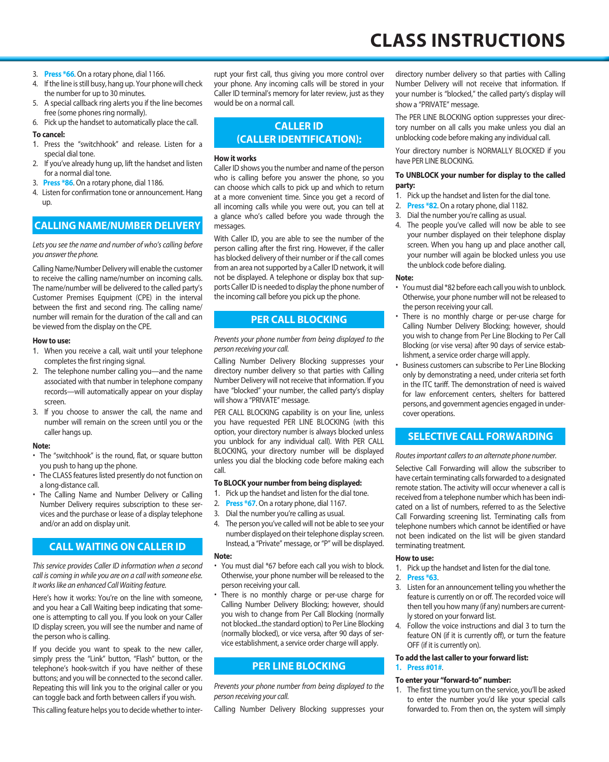# CLASS INSTRUCTIONS

3. **Press *66**. On a rotary phone, dial 1166.
4. If the line is still busy, hang up. Your phone will check the number for up to 30 minutes.
5. A special callback ring alerts you if the line becomes free (some phones ring normally).
6. Pick up the handset to automatically place the call.

**To cancel:**

1. Press the "switchhook" and release. Listen for a special dial tone.
2. If you've already hung up, lift the handset and listen for a normal dial tone.
3. **Press *86**. On a rotary phone, dial 1186.
4. Listen for confirmation tone or announcement. Hang up.

## CALLING NAME/NUMBER DELIVERY

*Lets you see the name and number of who's calling before you answer the phone.*

Calling Name/Number Delivery will enable the customer to receive the calling name/number on incoming calls. The name/number will be delivered to the called party's Customer Premises Equipment (CPE) in the interval between the first and second ring. The calling name/number will remain for the duration of the call and can be viewed from the display on the CPE.

**How to use:**

1. When you receive a call, wait until your telephone completes the first ringing signal.
2. The telephone number calling you—and the name associated with that number in telephone company records—will automatically appear on your display screen.
3. If you choose to answer the call, the name and number will remain on the screen until you or the caller hangs up.

**Note:**

- The "switchhook" is the round, flat, or square button you push to hang up the phone.
- The CLASS features listed presently do not function on a long-distance call.
- The Calling Name and Number Delivery or Calling Number Delivery requires subscription to these services and the purchase or lease of a display telephone and/or an add on display unit.

## CALL WAITING ON CALLER ID

*This service provides Caller ID information when a second call is coming in while you are on a call with someone else. It works like an enhanced Call Waiting feature.*

Here's how it works: You're on the line with someone, and you hear a Call Waiting beep indicating that someone is attempting to call you. If you look on your Caller ID display screen, you will see the number and name of the person who is calling.

If you decide you want to speak to the new caller, simply press the "Link" button, "Flash" button, or the telephone's hook-switch if you have neither of these buttons; and you will be connected to the second caller. Repeating this will link you to the original caller or you can toggle back and forth between callers if you wish.

This calling feature helps you to decide whether to interrupt your first call, thus giving you more control over your phone. Any incoming calls will be stored in your Caller ID terminal's memory for later review, just as they would be on a normal call.

## CALLER ID (CALLER IDENTIFICATION):

**How it works**

Caller ID shows you the number and name of the person who is calling before you answer the phone, so you can choose which calls to pick up and which to return at a more convenient time. Since you get a record of all incoming calls while you were out, you can tell at a glance who's called before you wade through the messages.

With Caller ID, you are able to see the number of the person calling after the first ring. However, if the caller has blocked delivery of their number or if the call comes from an area not supported by a Caller ID network, it will not be displayed. A telephone or display box that supports Caller ID is needed to display the phone number of the incoming call before you pick up the phone.

## PER CALL BLOCKING

*Prevents your phone number from being displayed to the person receiving your call.*

Calling Number Delivery Blocking suppresses your directory number delivery so that parties with Calling Number Delivery will not receive that information. If you have "blocked" your number, the called party's display will show a "PRIVATE" message.

PER CALL BLOCKING capability is on your line, unless you have requested PER LINE BLOCKING (with this option, your directory number is always blocked unless you unblock for any individual call). With PER CALL BLOCKING, your directory number will be displayed unless you dial the blocking code before making each call.

**To BLOCK your number from being displayed:**

1. Pick up the handset and listen for the dial tone.
2. **Press *67**. On a rotary phone, dial 1167.
3. Dial the number you're calling as usual.
4. The person you've called will not be able to see your number displayed on their telephone display screen. Instead, a "Private" message, or "P" will be displayed.

**Note:**

- You must dial *67 before each call you wish to block. Otherwise, your phone number will be released to the person receiving your call.
- There is no monthly charge or per-use charge for Calling Number Delivery Blocking; however, should you wish to change from Per Call Blocking (normally not blocked...the standard option) to Per Line Blocking (normally blocked), or vice versa, after 90 days of service establishment, a service order charge will apply.

## PER LINE BLOCKING

*Prevents your phone number from being displayed to the person receiving your call.*

Calling Number Delivery Blocking suppresses your directory number delivery so that parties with Calling Number Delivery will not receive that information. If your number is "blocked," the called party's display will show a "PRIVATE" message.

The PER LINE BLOCKING option suppresses your directory number on all calls you make unless you dial an unblocking code before making any individual call.

Your directory number is NORMALLY BLOCKED if you have PER LINE BLOCKING.

**To UNBLOCK your number for display to the called party:**

1. Pick up the handset and listen for the dial tone.
2. **Press *82**. On a rotary phone, dial 1182.
3. Dial the number you're calling as usual.
4. The people you've called will now be able to see your number displayed on their telephone display screen. When you hang up and place another call, your number will again be blocked unless you use the unblock code before dialing.

**Note:**

- You must dial *82 before each call you wish to unblock. Otherwise, your phone number will not be released to the person receiving your call.
- There is no monthly charge or per-use charge for Calling Number Delivery Blocking; however, should you wish to change from Per Line Blocking to Per Call Blocking (or vise versa) after 90 days of service establishment, a service order charge will apply.
- Business customers can subscribe to Per Line Blocking only by demonstrating a need, under criteria set forth in the ITC tariff. The demonstration of need is waived for law enforcement centers, shelters for battered persons, and government agencies engaged in undercover operations.

## SELECTIVE CALL FORWARDING

*Routes important callers to an alternate phone number.*

Selective Call Forwarding will allow the subscriber to have certain terminating calls forwarded to a designated remote station. The activity will occur whenever a call is received from a telephone number which has been indicated on a list of numbers, referred to as the Selective Call Forwarding screening list. Terminating calls from telephone numbers which cannot be identified or have not been indicated on the list will be given standard terminating treatment.

**How to use:**

1. Pick up the handset and listen for the dial tone.
2. **Press *63**.
3. Listen for an announcement telling you whether the feature is currently on or off. The recorded voice will then tell you how many (if any) numbers are currently stored on your forward list.
4. Follow the voice instructions and dial 3 to turn the feature ON (if it is currently off), or turn the feature OFF (if it is currently on).

**To add the last caller to your forward list:**

1. **Press #01#**.

**To enter your "forward-to" number:**

1. The first time you turn on the service, you'll be asked to enter the number you'd like your special calls forwarded to. From then on, the system will simply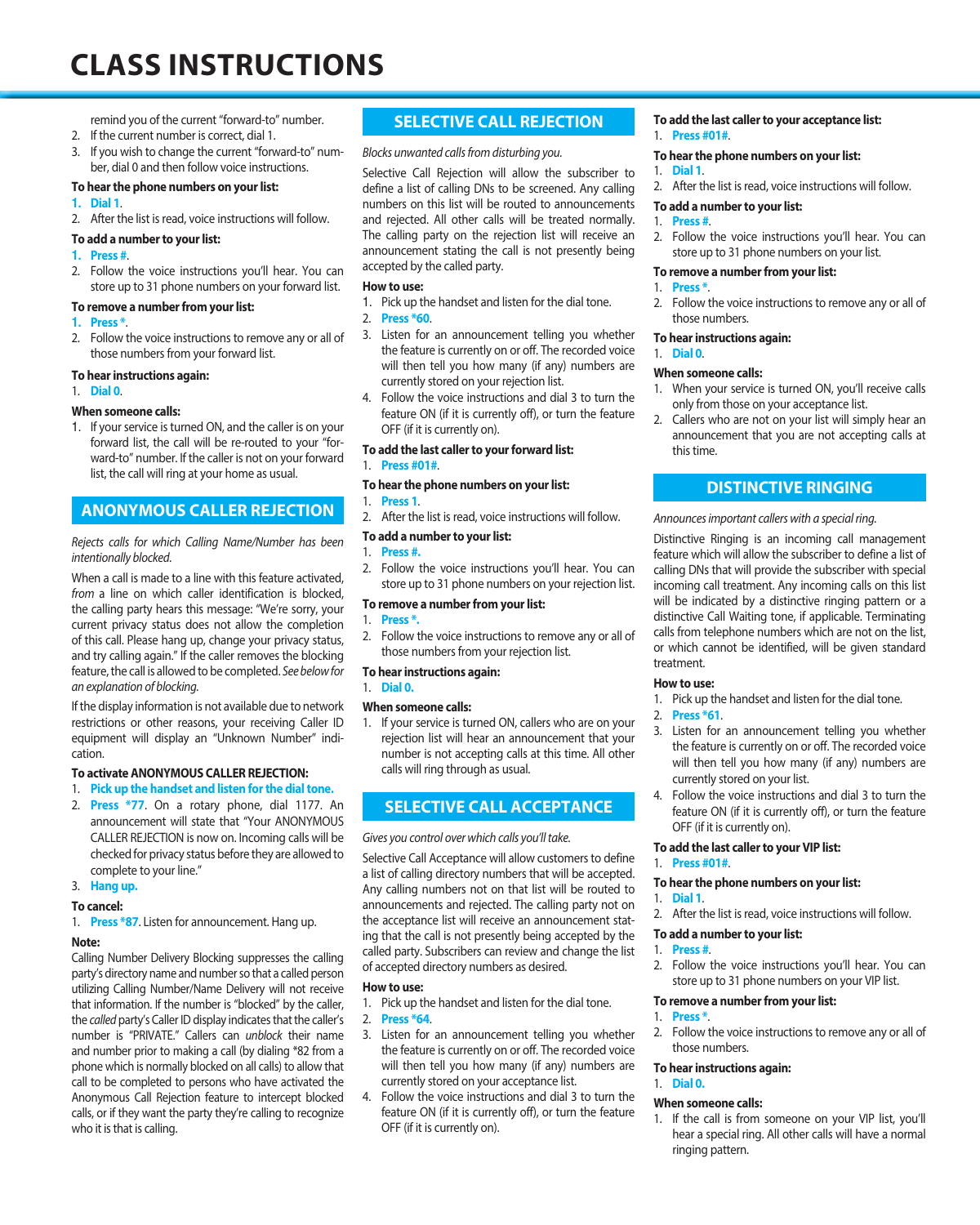# CLASS INSTRUCTIONS

remind you of the current "forward-to" number.

2. If the current number is correct, dial 1.
3. If you wish to change the current "forward-to" number, dial 0 and then follow voice instructions.

**To hear the phone numbers on your list:**

1. **Dial 1**.
2. After the list is read, voice instructions will follow.

**To add a number to your list:**

1. **Press #**.
2. Follow the voice instructions you'll hear. You can store up to 31 phone numbers on your forward list.

**To remove a number from your list:**

1. **Press ***.
2. Follow the voice instructions to remove any or all of those numbers from your forward list.

**To hear instructions again:**

1. **Dial 0**.

**When someone calls:**

1. If your service is turned ON, and the caller is on your forward list, the call will be re-routed to your "forward-to" number. If the caller is not on your forward list, the call will ring at your home as usual.

## ANONYMOUS CALLER REJECTION

*Rejects calls for which Calling Name/Number has been intentionally blocked.*

When a call is made to a line with this feature activated, *from* a line on which caller identification is blocked, the calling party hears this message: "We're sorry, your current privacy status does not allow the completion of this call. Please hang up, change your privacy status, and try calling again." If the caller removes the blocking feature, the call is allowed to be completed. *See below for an explanation of blocking.*

If the display information is not available due to network restrictions or other reasons, your receiving Caller ID equipment will display an "Unknown Number" indication.

**To activate ANONYMOUS CALLER REJECTION:**

1. **Pick up the handset and listen for the dial tone.**
2. **Press *77**. On a rotary phone, dial 1177. An announcement will state that "Your ANONYMOUS CALLER REJECTION is now on. Incoming calls will be checked for privacy status before they are allowed to complete to your line."
3. **Hang up.**

**To cancel:**

1. **Press *87**. Listen for announcement. Hang up.

**Note:**

Calling Number Delivery Blocking suppresses the calling party's directory name and number so that a called person utilizing Calling Number/Name Delivery will not receive that information. If the number is "blocked" by the caller, the *called* party's Caller ID display indicates that the caller's number is "PRIVATE." Callers can *unblock* their name and number prior to making a call (by dialing *82 from a phone which is normally blocked on all calls) to allow that call to be completed to persons who have activated the Anonymous Call Rejection feature to intercept blocked calls, or if they want the party they're calling to recognize who it is that is calling.

## SELECTIVE CALL REJECTION

*Blocks unwanted calls from disturbing you.*

Selective Call Rejection will allow the subscriber to define a list of calling DNs to be screened. Any calling numbers on this list will be routed to announcements and rejected. All other calls will be treated normally. The calling party on the rejection list will receive an announcement stating the call is not presently being accepted by the called party.

**How to use:**

1. Pick up the handset and listen for the dial tone.
2. **Press *60**.
3. Listen for an announcement telling you whether the feature is currently on or off. The recorded voice will then tell you how many (if any) numbers are currently stored on your rejection list.
4. Follow the voice instructions and dial 3 to turn the feature ON (if it is currently off), or turn the feature OFF (if it is currently on).

**To add the last caller to your forward list:**

1. **Press #01#**.

**To hear the phone numbers on your list:**

1. **Press 1**.
2. After the list is read, voice instructions will follow.

**To add a number to your list:**

1. **Press #.**
2. Follow the voice instructions you'll hear. You can store up to 31 phone numbers on your rejection list.

**To remove a number from your list:**

1. **Press *.**
2. Follow the voice instructions to remove any or all of those numbers from your rejection list.

**To hear instructions again:**

1. **Dial 0.**

**When someone calls:**

1. If your service is turned ON, callers who are on your rejection list will hear an announcement that your number is not accepting calls at this time. All other calls will ring through as usual.

## SELECTIVE CALL ACCEPTANCE

*Gives you control over which calls you'll take.*

Selective Call Acceptance will allow customers to define a list of calling directory numbers that will be accepted. Any calling numbers not on that list will be routed to announcements and rejected. The calling party not on the acceptance list will receive an announcement stating that the call is not presently being accepted by the called party. Subscribers can review and change the list of accepted directory numbers as desired.

**How to use:**

1. Pick up the handset and listen for the dial tone.
2. **Press *64**.
3. Listen for an announcement telling you whether the feature is currently on or off. The recorded voice will then tell you how many (if any) numbers are currently stored on your acceptance list.
4. Follow the voice instructions and dial 3 to turn the feature ON (if it is currently off), or turn the feature OFF (if it is currently on).

**To add the last caller to your acceptance list:**

1. **Press #01#**.

**To hear the phone numbers on your list:**

1. **Dial 1**.
2. After the list is read, voice instructions will follow.

**To add a number to your list:**

1. **Press #**.
2. Follow the voice instructions you'll hear. You can store up to 31 phone numbers on your list.

**To remove a number from your list:**

1. **Press ***.
2. Follow the voice instructions to remove any or all of those numbers.

**To hear instructions again:**

1. **Dial 0**.

**When someone calls:**

1. When your service is turned ON, you'll receive calls only from those on your acceptance list.
2. Callers who are not on your list will simply hear an announcement that you are not accepting calls at this time.

## DISTINCTIVE RINGING

*Announces important callers with a special ring.*

Distinctive Ringing is an incoming call management feature which will allow the subscriber to define a list of calling DNs that will provide the subscriber with special incoming call treatment. Any incoming calls on this list will be indicated by a distinctive ringing pattern or a distinctive Call Waiting tone, if applicable. Terminating calls from telephone numbers which are not on the list, or which cannot be identified, will be given standard treatment.

**How to use:**

1. Pick up the handset and listen for the dial tone.
2. **Press *61**.
3. Listen for an announcement telling you whether the feature is currently on or off. The recorded voice will then tell you how many (if any) numbers are currently stored on your list.
4. Follow the voice instructions and dial 3 to turn the feature ON (if it is currently off), or turn the feature OFF (if it is currently on).

**To add the last caller to your VIP list:**

1. **Press #01#**.

**To hear the phone numbers on your list:**

1. **Dial 1**.
2. After the list is read, voice instructions will follow.

**To add a number to your list:**

1. **Press #**.
2. Follow the voice instructions you'll hear. You can store up to 31 phone numbers on your VIP list.

**To remove a number from your list:**

1. **Press ***.
2. Follow the voice instructions to remove any or all of those numbers.

**To hear instructions again:**

1. **Dial 0.**

**When someone calls:**

1. If the call is from someone on your VIP list, you'll hear a special ring. All other calls will have a normal ringing pattern.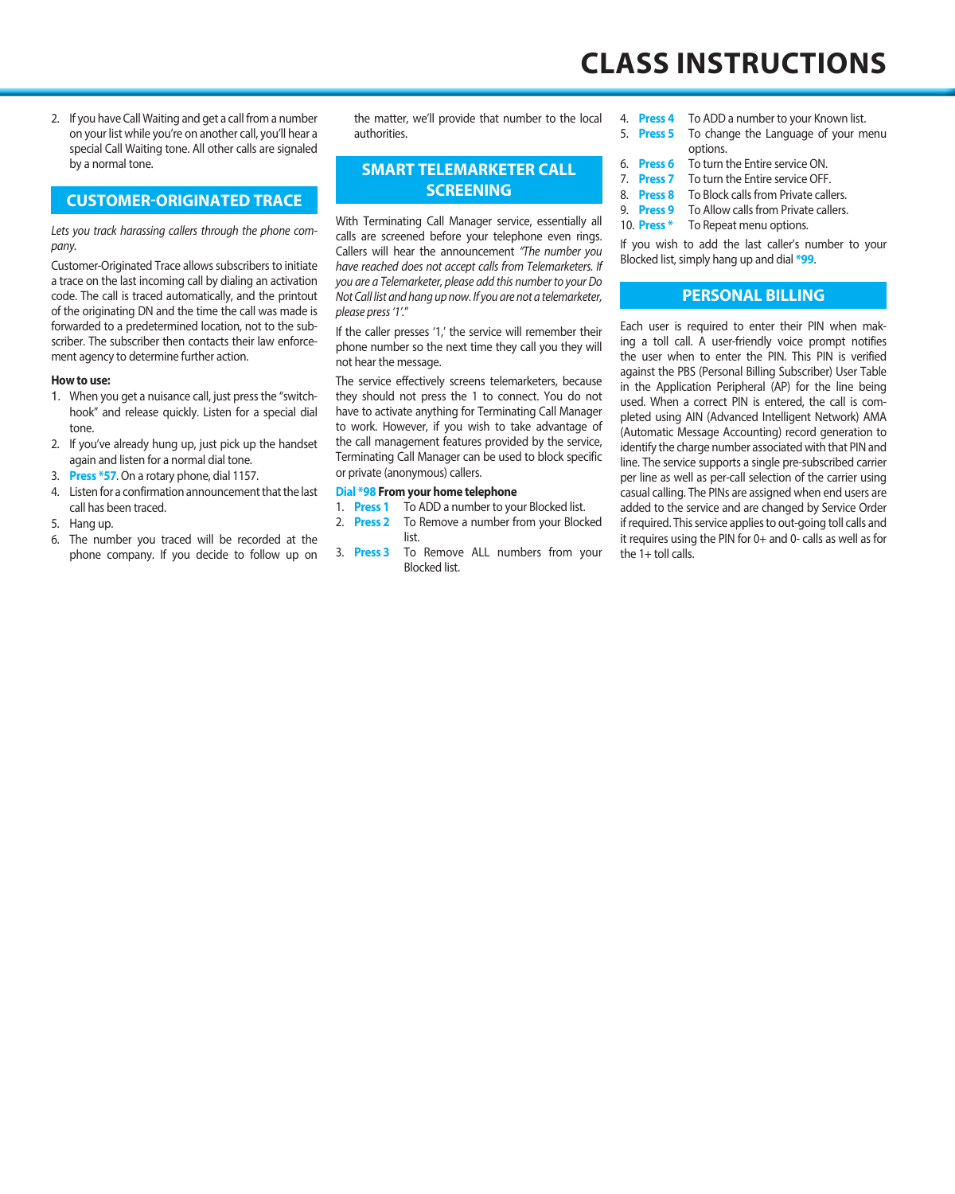2. If you have Call Waiting and get a call from a number on your list while you're on another call, you'll hear a special Call Waiting tone. All other calls are signaled by a normal tone.

## CUSTOMER-ORIGINATED TRACE

*Lets you track harassing callers through the phone company.*

Customer-Originated Trace allows subscribers to initiate a trace on the last incoming call by dialing an activation code. The call is traced automatically, and the printout of the originating DN and the time the call was made is forwarded to a predetermined location, not to the subscriber. The subscriber then contacts their law enforcement agency to determine further action.

**How to use:**

1. When you get a nuisance call, just press the "switch-hook" and release quickly. Listen for a special dial tone.
2. If you've already hung up, just pick up the handset again and listen for a normal dial tone.
3. **Press *57**. On a rotary phone, dial 1157.
4. Listen for a confirmation announcement that the last call has been traced.
5. Hang up.
6. The number you traced will be recorded at the phone company. If you decide to follow up on the matter, we'll provide that number to the local authorities.

## SMART TELEMARKETER CALL SCREENING

With Terminating Call Manager service, essentially all calls are screened before your telephone even rings. Callers will hear the announcement *"The number you have reached does not accept calls from Telemarketers. If you are a Telemarketer, please add this number to your Do Not Call list and hang up now. If you are not a telemarketer, please press '1'."*

If the caller presses '1,' the service will remember their phone number so the next time they call you they will not hear the message.

The service effectively screens telemarketers, because they should not press the 1 to connect. You do not have to activate anything for Terminating Call Manager to work. However, if you wish to take advantage of the call management features provided by the service, Terminating Call Manager can be used to block specific or private (anonymous) callers.

**Dial *98 From your home telephone**

1. **Press 1** To ADD a number to your Blocked list.
2. **Press 2** To Remove a number from your Blocked list.
3. **Press 3** To Remove ALL numbers from your Blocked list.
4. **Press 4** To ADD a number to your Known list.
5. **Press 5** To change the Language of your menu options.
6. **Press 6** To turn the Entire service ON.
7. **Press 7** To turn the Entire service OFF.
8. **Press 8** To Block calls from Private callers.
9. **Press 9** To Allow calls from Private callers.
10. **Press *** To Repeat menu options.

If you wish to add the last caller's number to your Blocked list, simply hang up and dial ***99**.

## PERSONAL BILLING

Each user is required to enter their PIN when making a toll call. A user-friendly voice prompt notifies the user when to enter the PIN. This PIN is verified against the PBS (Personal Billing Subscriber) User Table in the Application Peripheral (AP) for the line being used. When a correct PIN is entered, the call is completed using AIN (Advanced Intelligent Network) AMA (Automatic Message Accounting) record generation to identify the charge number associated with that PIN and line. The service supports a single pre-subscribed carrier per line as well as per-call selection of the carrier using casual calling. The PINs are assigned when end users are added to the service and are changed by Service Order if required. This service applies to out-going toll calls and it requires using the PIN for 0+ and 0- calls as well as for the 1+ toll calls.